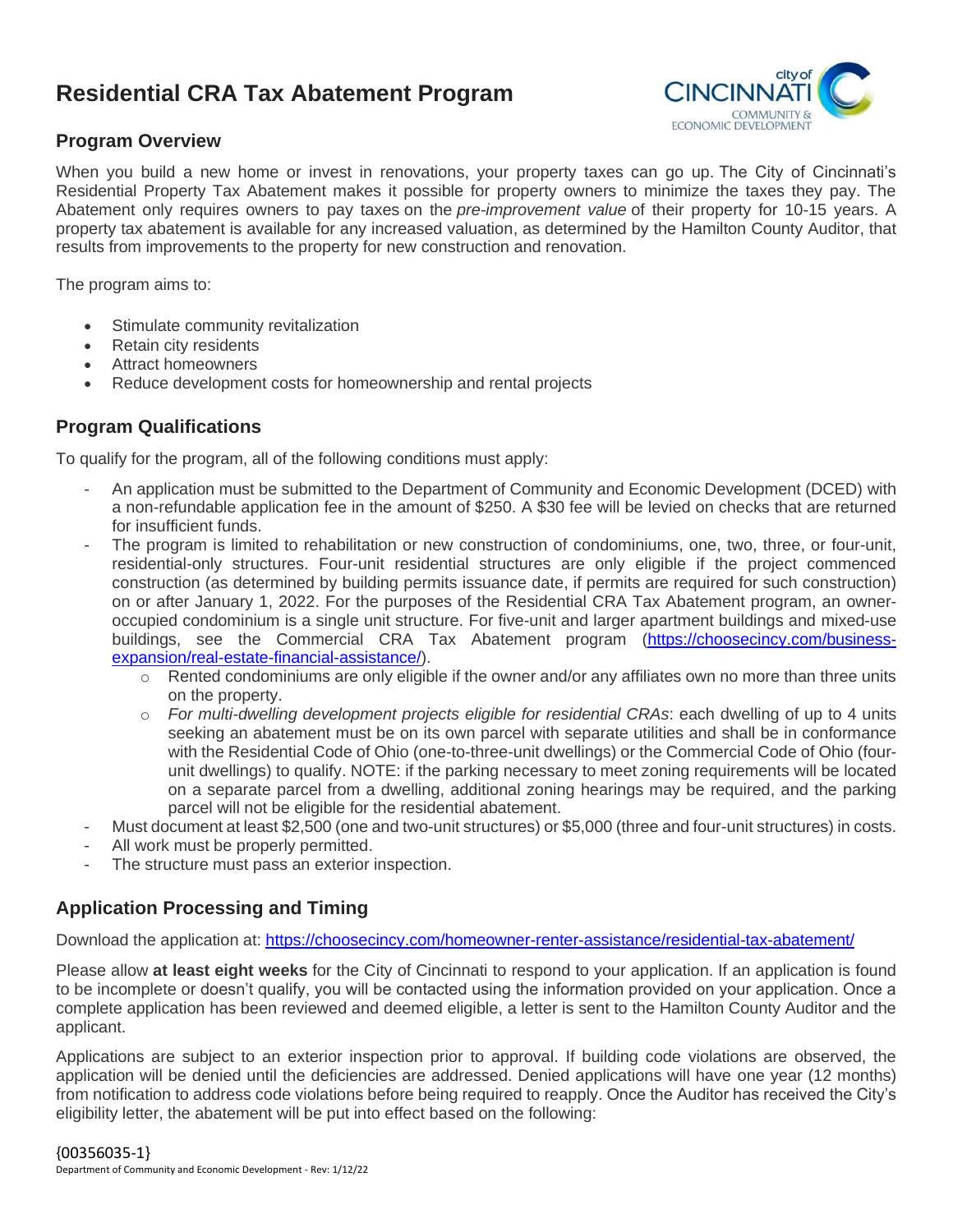# Residential CRA Tax Abatement Program

## Program Overview

When you build a new home or invest in renovations, your property taxes can go up. The City of Cincinnati's Residential Property Tax Abatement makes it possible for property owners to minimize the taxes they pay. The Abatement only requires owners to pay taxes on the *pre-improvement value* of their property for 10-15 years. A property tax abatement is available for any increased valuation, as determined by the Hamilton County Auditor, that results from improvements to the property for new construction and renovation.

The program aims to:

- Stimulate community revitalization
- Retain city residents
- Attract homeowners
- Reduce development costs for homeownership and rental projects

## Program Qualifications

To qualify for the program, all of the following conditions must apply:

- An application must be submitted to the Department of Community and Economic Development (DCED) with a non-refundable application fee in the amount of $250. A $30 fee will be levied on checks that are returned for insufficient funds.
- The program is limited to rehabilitation or new construction of condominiums, one, two, three, or four-unit, residential-only structures. Four-unit residential structures are only eligible if the project commenced construction (as determined by building permits issuance date, if permits are required for such construction) on or after January 1, 2022. For the purposes of the Residential CRA Tax Abatement program, an owner-occupied condominium is a single unit structure. For five-unit and larger apartment buildings and mixed-use buildings, see the Commercial CRA Tax Abatement program ([https://choosecincy.com/business-expansion/real-estate-financial-assistance/](https://choosecincy.com/business-expansion/real-estate-financial-assistance/)).
    - Rented condominiums are only eligible if the owner and/or any affiliates own no more than three units on the property.
    - *For multi-dwelling development projects eligible for residential CRAs*: each dwelling of up to 4 units seeking an abatement must be on its own parcel with separate utilities and shall be in conformance with the Residential Code of Ohio (one-to-three-unit dwellings) or the Commercial Code of Ohio (four-unit dwellings) to qualify. NOTE: if the parking necessary to meet zoning requirements will be located on a separate parcel from a dwelling, additional zoning hearings may be required, and the parking parcel will not be eligible for the residential abatement.
- Must document at least $2,500 (one and two-unit structures) or $5,000 (three and four-unit structures) in costs.
- All work must be properly permitted.
- The structure must pass an exterior inspection.

## Application Processing and Timing

Download the application at: [https://choosecincy.com/homeowner-renter-assistance/residential-tax-abatement/](https://choosecincy.com/homeowner-renter-assistance/residential-tax-abatement/)

Please allow **at least eight weeks** for the City of Cincinnati to respond to your application. If an application is found to be incomplete or doesn't qualify, you will be contacted using the information provided on your application. Once a complete application has been reviewed and deemed eligible, a letter is sent to the Hamilton County Auditor and the applicant.

Applications are subject to an exterior inspection prior to approval. If building code violations are observed, the application will be denied until the deficiencies are addressed. Denied applications will have one year (12 months) from notification to address code violations before being required to reapply. Once the Auditor has received the City's eligibility letter, the abatement will be put into effect based on the following:

{00356035-1}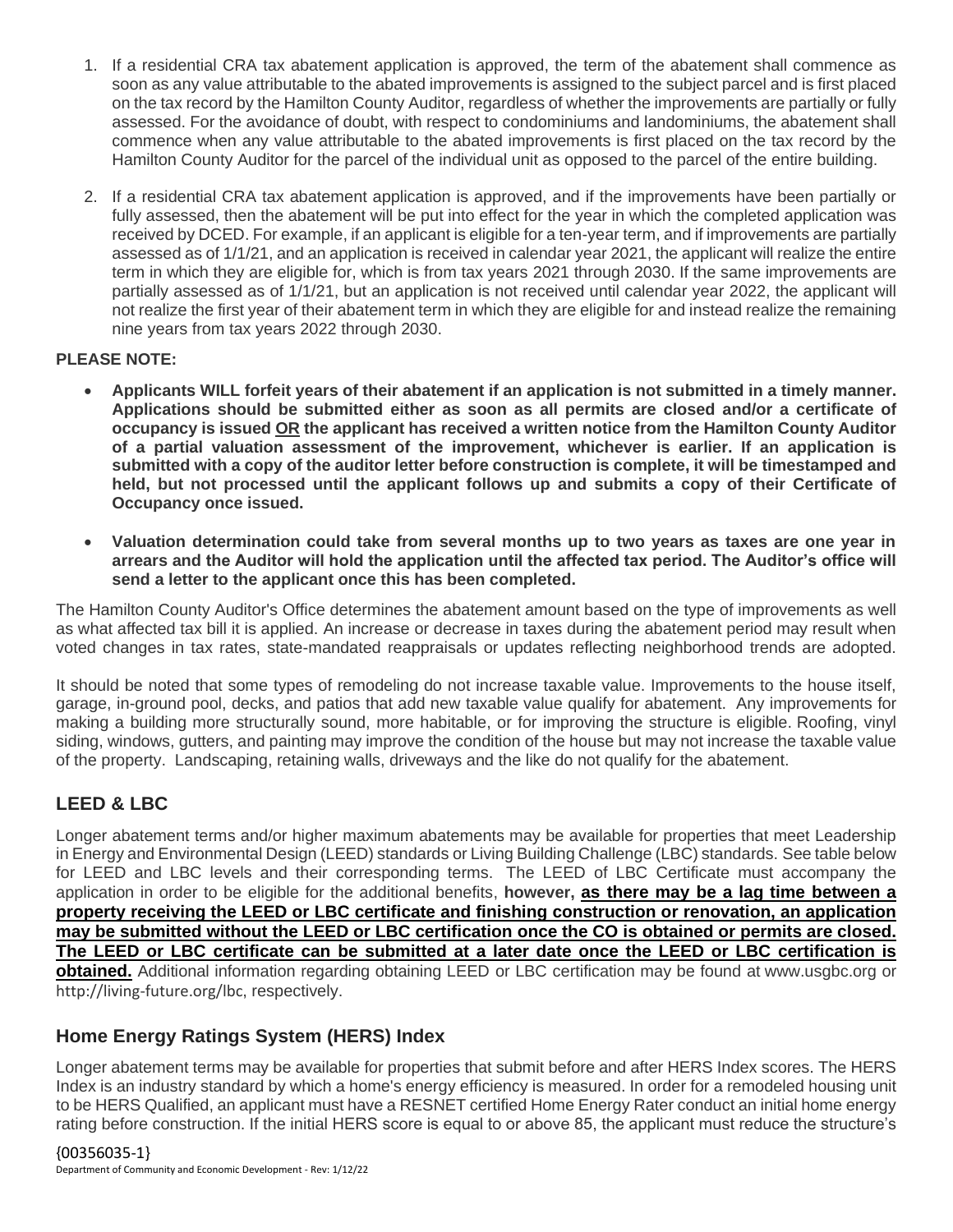1. If a residential CRA tax abatement application is approved, the term of the abatement shall commence as soon as any value attributable to the abated improvements is assigned to the subject parcel and is first placed on the tax record by the Hamilton County Auditor, regardless of whether the improvements are partially or fully assessed. For the avoidance of doubt, with respect to condominiums and landominiums, the abatement shall commence when any value attributable to the abated improvements is first placed on the tax record by the Hamilton County Auditor for the parcel of the individual unit as opposed to the parcel of the entire building.

2. If a residential CRA tax abatement application is approved, and if the improvements have been partially or fully assessed, then the abatement will be put into effect for the year in which the completed application was received by DCED. For example, if an applicant is eligible for a ten-year term, and if improvements are partially assessed as of 1/1/21, and an application is received in calendar year 2021, the applicant will realize the entire term in which they are eligible for, which is from tax years 2021 through 2030. If the same improvements are partially assessed as of 1/1/21, but an application is not received until calendar year 2022, the applicant will not realize the first year of their abatement term in which they are eligible for and instead realize the remaining nine years from tax years 2022 through 2030.

**PLEASE NOTE:**

- **Applicants WILL forfeit years of their abatement if an application is not submitted in a timely manner. Applications should be submitted either as soon as all permits are closed and/or a certificate of occupancy is issued <u>OR</u> the applicant has received a written notice from the Hamilton County Auditor of a partial valuation assessment of the improvement, whichever is earlier. If an application is submitted with a copy of the auditor letter before construction is complete, it will be timestamped and held, but not processed until the applicant follows up and submits a copy of their Certificate of Occupancy once issued.**

- **Valuation determination could take from several months up to two years as taxes are one year in arrears and the Auditor will hold the application until the affected tax period. The Auditor's office will send a letter to the applicant once this has been completed.**

The Hamilton County Auditor's Office determines the abatement amount based on the type of improvements as well as what affected tax bill it is applied. An increase or decrease in taxes during the abatement period may result when voted changes in tax rates, state-mandated reappraisals or updates reflecting neighborhood trends are adopted.

It should be noted that some types of remodeling do not increase taxable value. Improvements to the house itself, garage, in-ground pool, decks, and patios that add new taxable value qualify for abatement. Any improvements for making a building more structurally sound, more habitable, or for improving the structure is eligible. Roofing, vinyl siding, windows, gutters, and painting may improve the condition of the house but may not increase the taxable value of the property. Landscaping, retaining walls, driveways and the like do not qualify for the abatement.

## LEED & LBC

Longer abatement terms and/or higher maximum abatements may be available for properties that meet Leadership in Energy and Environmental Design (LEED) standards or Living Building Challenge (LBC) standards. See table below for LEED and LBC levels and their corresponding terms. The LEED of LBC Certificate must accompany the application in order to be eligible for the additional benefits, **however, <u>as there may be a lag time between a property receiving the LEED or LBC certificate and finishing construction or renovation, an application may be submitted without the LEED or LBC certification once the CO is obtained or permits are closed. The LEED or LBC certificate can be submitted at a later date once the LEED or LBC certification is obtained.</u>** Additional information regarding obtaining LEED or LBC certification may be found at www.usgbc.org or http://living-future.org/lbc, respectively.

## Home Energy Ratings System (HERS) Index

Longer abatement terms may be available for properties that submit before and after HERS Index scores. The HERS Index is an industry standard by which a home's energy efficiency is measured. In order for a remodeled housing unit to be HERS Qualified, an applicant must have a RESNET certified Home Energy Rater conduct an initial home energy rating before construction. If the initial HERS score is equal to or above 85, the applicant must reduce the structure's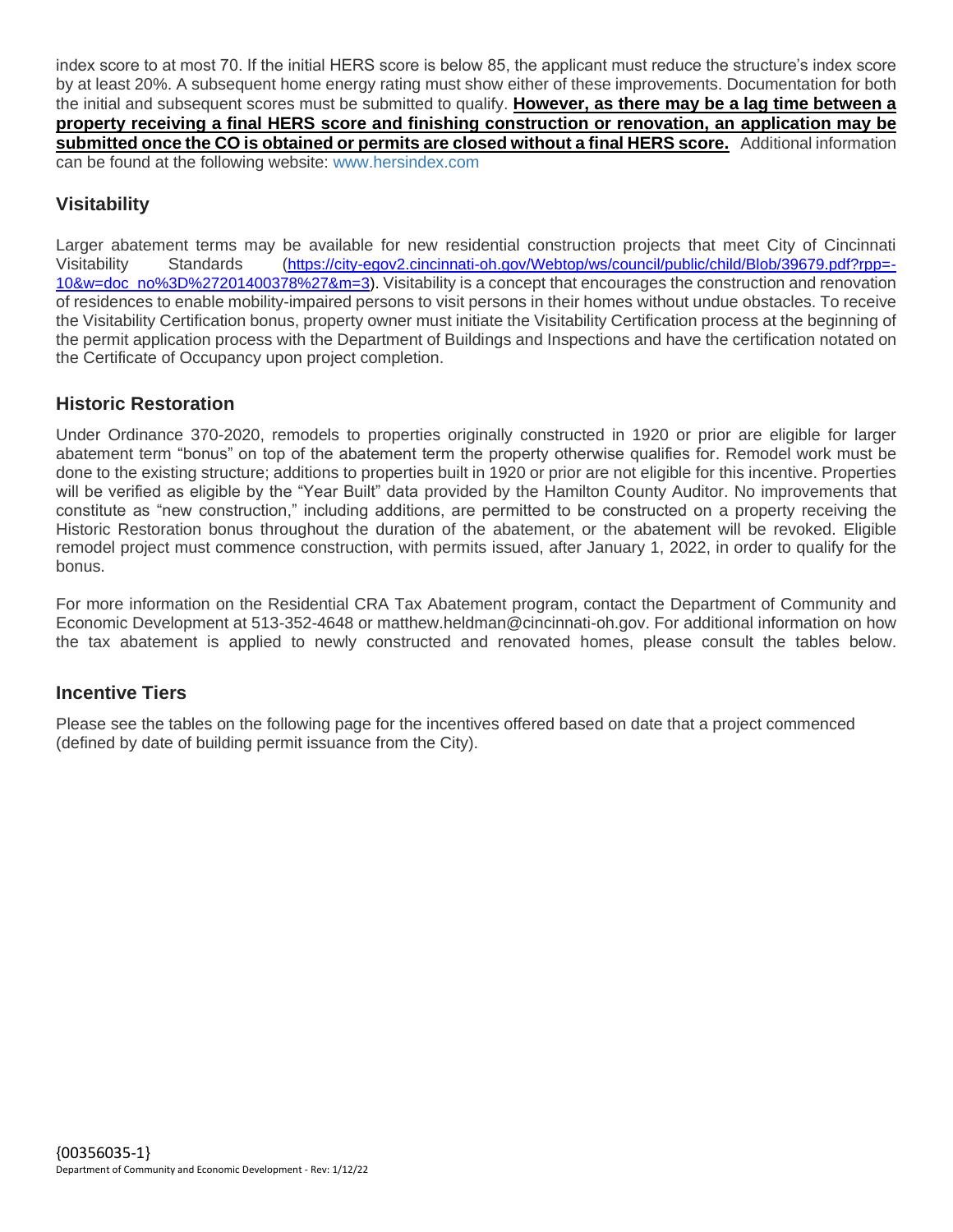index score to at most 70. If the initial HERS score is below 85, the applicant must reduce the structure's index score by at least 20%. A subsequent home energy rating must show either of these improvements. Documentation for both the initial and subsequent scores must be submitted to qualify. **However, as there may be a lag time between a property receiving a final HERS score and finishing construction or renovation, an application may be submitted once the CO is obtained or permits are closed without a final HERS score.** Additional information can be found at the following website: www.hersindex.com

## Visitability

Larger abatement terms may be available for new residential construction projects that meet City of Cincinnati Visitability Standards (https://city-egov2.cincinnati-oh.gov/Webtop/ws/council/public/child/Blob/39679.pdf?rpp=-10&w=doc_no%3D%27201400378%27&m=3). Visitability is a concept that encourages the construction and renovation of residences to enable mobility-impaired persons to visit persons in their homes without undue obstacles. To receive the Visitability Certification bonus, property owner must initiate the Visitability Certification process at the beginning of the permit application process with the Department of Buildings and Inspections and have the certification notated on the Certificate of Occupancy upon project completion.

## Historic Restoration

Under Ordinance 370-2020, remodels to properties originally constructed in 1920 or prior are eligible for larger abatement term "bonus" on top of the abatement term the property otherwise qualifies for. Remodel work must be done to the existing structure; additions to properties built in 1920 or prior are not eligible for this incentive. Properties will be verified as eligible by the "Year Built" data provided by the Hamilton County Auditor. No improvements that constitute as "new construction," including additions, are permitted to be constructed on a property receiving the Historic Restoration bonus throughout the duration of the abatement, or the abatement will be revoked. Eligible remodel project must commence construction, with permits issued, after January 1, 2022, in order to qualify for the bonus.

For more information on the Residential CRA Tax Abatement program, contact the Department of Community and Economic Development at 513-352-4648 or matthew.heldman@cincinnati-oh.gov. For additional information on how the tax abatement is applied to newly constructed and renovated homes, please consult the tables below.

## Incentive Tiers

Please see the tables on the following page for the incentives offered based on date that a project commenced (defined by date of building permit issuance from the City).

{00356035-1}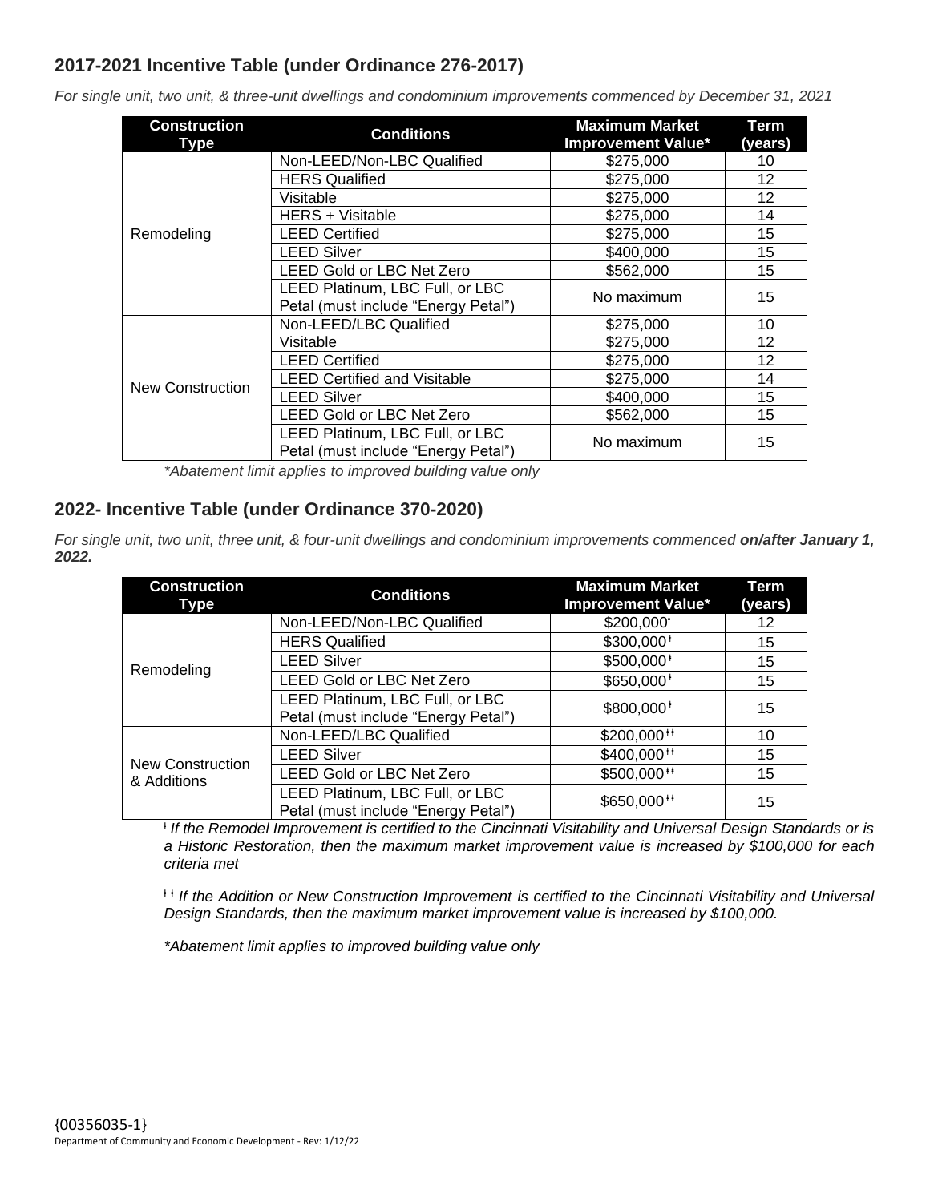## 2017-2021 Incentive Table (under Ordinance 276-2017)

*For single unit, two unit, & three-unit dwellings and condominium improvements commenced by December 31, 2021*

| Construction Type | Conditions | Maximum Market Improvement Value* | Term (years) |
|---|---|---|---|
| Remodeling | Non-LEED/Non-LBC Qualified | $275,000 | 10 |
| | HERS Qualified | $275,000 | 12 |
| | Visitable | $275,000 | 12 |
| | HERS + Visitable | $275,000 | 14 |
| | LEED Certified | $275,000 | 15 |
| | LEED Silver | $400,000 | 15 |
| | LEED Gold or LBC Net Zero | $562,000 | 15 |
| | LEED Platinum, LBC Full, or LBC Petal (must include "Energy Petal") | No maximum | 15 |
| New Construction | Non-LEED/LBC Qualified | $275,000 | 10 |
| | Visitable | $275,000 | 12 |
| | LEED Certified | $275,000 | 12 |
| | LEED Certified and Visitable | $275,000 | 14 |
| | LEED Silver | $400,000 | 15 |
| | LEED Gold or LBC Net Zero | $562,000 | 15 |
| | LEED Platinum, LBC Full, or LBC Petal (must include "Energy Petal") | No maximum | 15 |

*\*Abatement limit applies to improved building value only*

## 2022- Incentive Table (under Ordinance 370-2020)

*For single unit, two unit, three unit, & four-unit dwellings and condominium improvements commenced **on/after January 1, 2022.***

| Construction Type | Conditions | Maximum Market Improvement Value* | Term (years) |
|---|---|---|---|
| Remodeling | Non-LEED/Non-LBC Qualified | $200,000ᵻ | 12 |
| | HERS Qualified | $300,000ᵻ | 15 |
| | LEED Silver | $500,000ᵻ | 15 |
| | LEED Gold or LBC Net Zero | $650,000ᵻ | 15 |
| | LEED Platinum, LBC Full, or LBC Petal (must include "Energy Petal") | $800,000ᵻ | 15 |
| New Construction & Additions | Non-LEED/LBC Qualified | $200,000ᵻᵻ | 10 |
| | LEED Silver | $400,000ᵻᵻ | 15 |
| | LEED Gold or LBC Net Zero | $500,000ᵻᵻ | 15 |
| | LEED Platinum, LBC Full, or LBC Petal (must include "Energy Petal") | $650,000ᵻᵻ | 15 |

ᵻ *If the Remodel Improvement is certified to the Cincinnati Visitability and Universal Design Standards or is a Historic Restoration, then the maximum market improvement value is increased by $100,000 for each criteria met*

ᵻᵻ *If the Addition or New Construction Improvement is certified to the Cincinnati Visitability and Universal Design Standards, then the maximum market improvement value is increased by $100,000.*

*\*Abatement limit applies to improved building value only*

{00356035-1}

Department of Community and Economic Development - Rev: 1/12/22